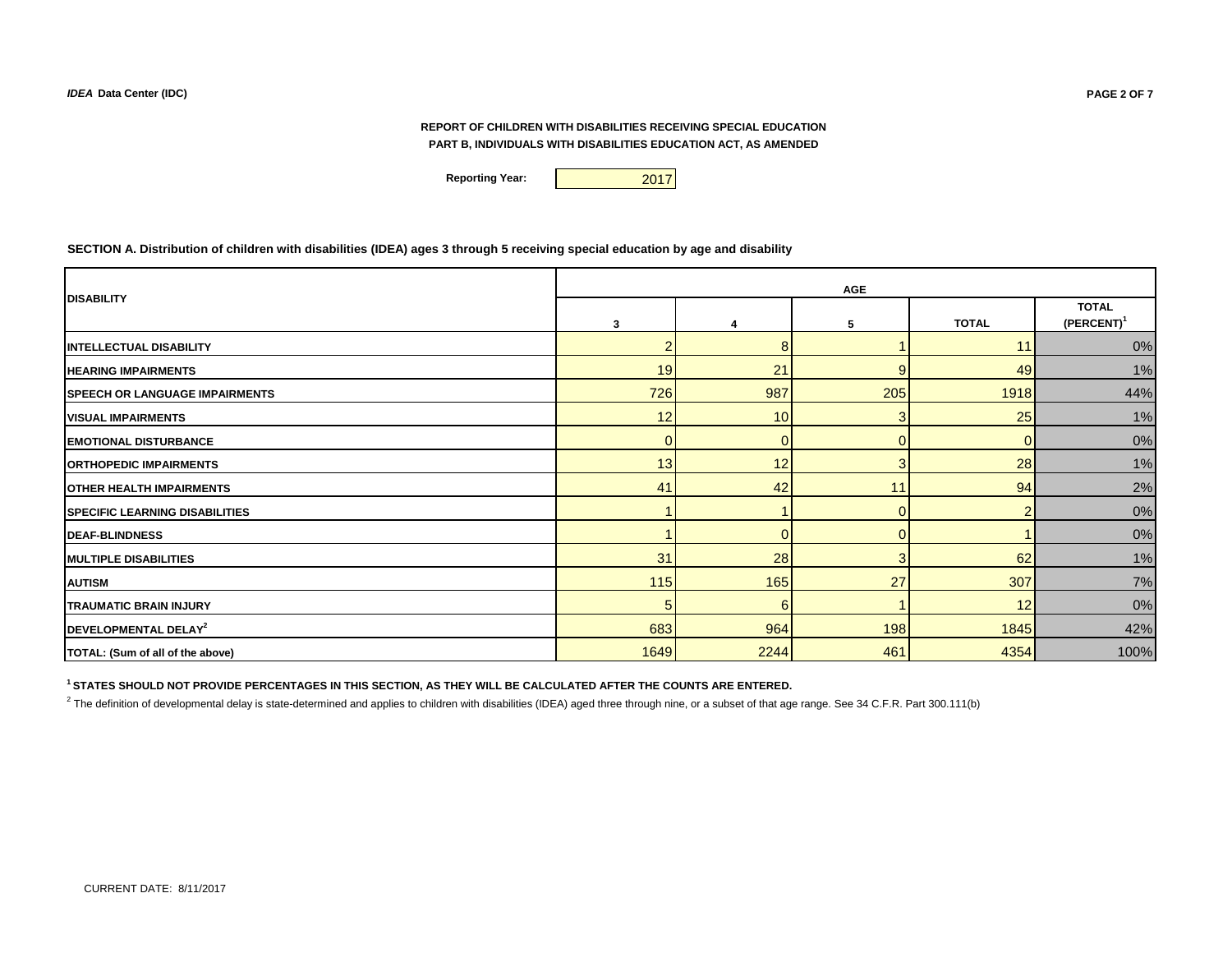**REPORT OF CHILDREN WITH DISABILITIES RECEIVING SPECIAL EDUCATION**

**PART B, INDIVIDUALS WITH DISABILITIES EDUCATION ACT, AS AMENDED**

**Reporting Year:** 2017

### SECTION A. Distribution of children with disabilities (IDEA) ages 3 through 5 receiving special education by age and disability

| DISABILITY | AGE | | | | |
|---|---|---|---|---|---|
| | 3 | 4 | 5 | TOTAL | TOTAL (PERCENT)[1] |
| INTELLECTUAL DISABILITY | 2 | 8 | 1 | 11 | 0% |
| HEARING IMPAIRMENTS | 19 | 21 | 9 | 49 | 1% |
| SPEECH OR LANGUAGE IMPAIRMENTS | 726 | 987 | 205 | 1918 | 44% |
| VISUAL IMPAIRMENTS | 12 | 10 | 3 | 25 | 1% |
| EMOTIONAL DISTURBANCE | 0 | 0 | 0 | 0 | 0% |
| ORTHOPEDIC IMPAIRMENTS | 13 | 12 | 3 | 28 | 1% |
| OTHER HEALTH IMPAIRMENTS | 41 | 42 | 11 | 94 | 2% |
| SPECIFIC LEARNING DISABILITIES | 1 | 1 | 0 | 2 | 0% |
| DEAF-BLINDNESS | 1 | 0 | 0 | 1 | 0% |
| MULTIPLE DISABILITIES | 31 | 28 | 3 | 62 | 1% |
| AUTISM | 115 | 165 | 27 | 307 | 7% |
| TRAUMATIC BRAIN INJURY | 5 | 6 | 1 | 12 | 0% |
| DEVELOPMENTAL DELAY[2] | 683 | 964 | 198 | 1845 | 42% |
| TOTAL: (Sum of all of the above) | 1649 | 2244 | 461 | 4354 | 100% |

[1] **STATES SHOULD NOT PROVIDE PERCENTAGES IN THIS SECTION, AS THEY WILL BE CALCULATED AFTER THE COUNTS ARE ENTERED.**

[2] The definition of developmental delay is state-determined and applies to children with disabilities (IDEA) aged three through nine, or a subset of that age range. See 34 C.F.R. Part 300.111(b)

CURRENT DATE: 8/11/2017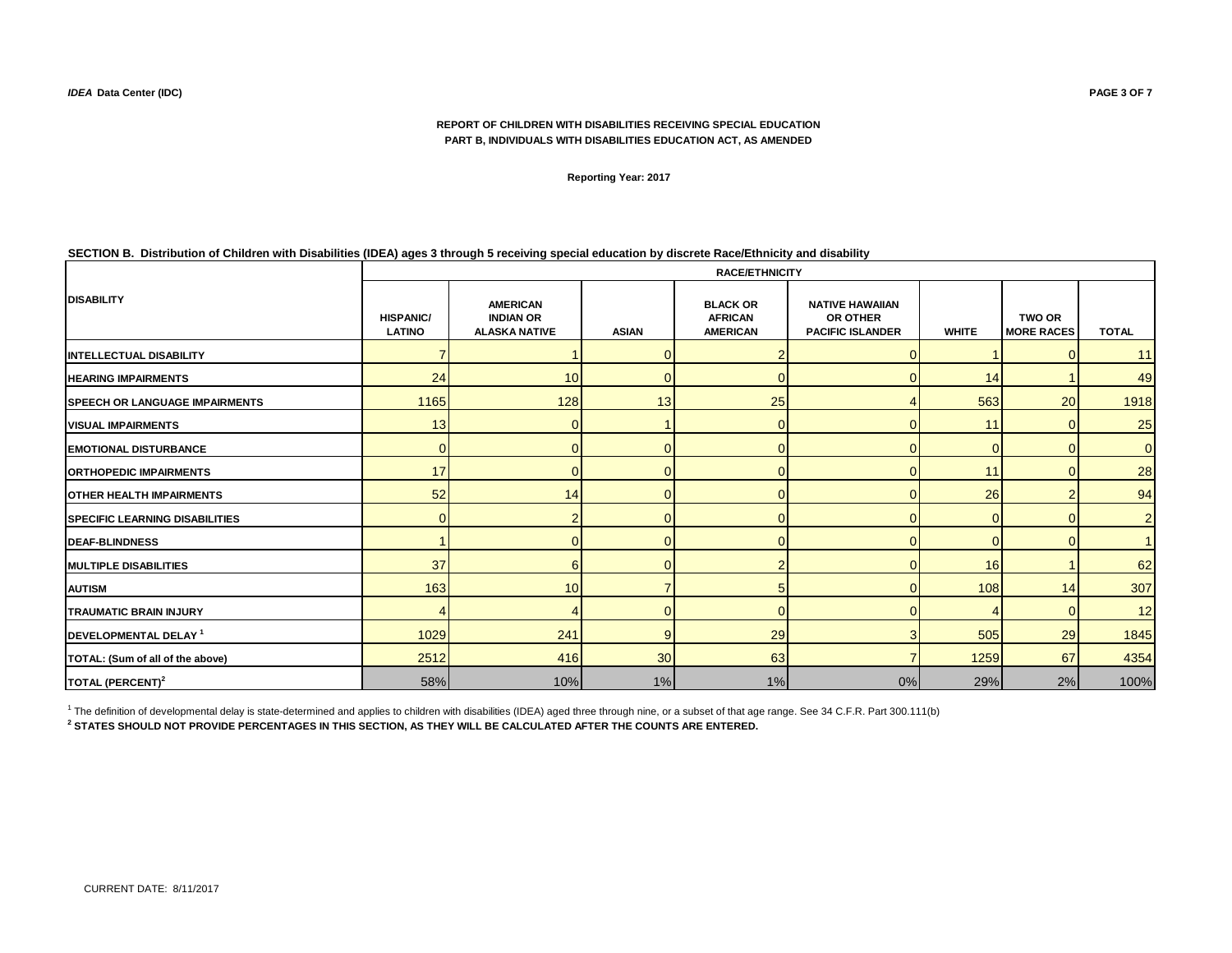REPORT OF CHILDREN WITH DISABILITIES RECEIVING SPECIAL EDUCATION
PART B, INDIVIDUALS WITH DISABILITIES EDUCATION ACT, AS AMENDED

Reporting Year: 2017

**SECTION B. Distribution of Children with Disabilities (IDEA) ages 3 through 5 receiving special education by discrete Race/Ethnicity and disability**

| DISABILITY | RACE/ETHNICITY | | | | | | | |
|---|---|---|---|---|---|---|---|---|
| | HISPANIC/ LATINO | AMERICAN INDIAN OR ALASKA NATIVE | ASIAN | BLACK OR AFRICAN AMERICAN | NATIVE HAWAIIAN OR OTHER PACIFIC ISLANDER | WHITE | TWO OR MORE RACES | TOTAL |
| INTELLECTUAL DISABILITY | 7 | 1 | 0 | 2 | 0 | 1 | 0 | 11 |
| HEARING IMPAIRMENTS | 24 | 10 | 0 | 0 | 0 | 14 | 1 | 49 |
| SPEECH OR LANGUAGE IMPAIRMENTS | 1165 | 128 | 13 | 25 | 4 | 563 | 20 | 1918 |
| VISUAL IMPAIRMENTS | 13 | 0 | 1 | 0 | 0 | 11 | 0 | 25 |
| EMOTIONAL DISTURBANCE | 0 | 0 | 0 | 0 | 0 | 0 | 0 | 0 |
| ORTHOPEDIC IMPAIRMENTS | 17 | 0 | 0 | 0 | 0 | 11 | 0 | 28 |
| OTHER HEALTH IMPAIRMENTS | 52 | 14 | 0 | 0 | 0 | 26 | 2 | 94 |
| SPECIFIC LEARNING DISABILITIES | 0 | 2 | 0 | 0 | 0 | 0 | 0 | 2 |
| DEAF-BLINDNESS | 1 | 0 | 0 | 0 | 0 | 0 | 0 | 1 |
| MULTIPLE DISABILITIES | 37 | 6 | 0 | 2 | 0 | 16 | 1 | 62 |
| AUTISM | 163 | 10 | 7 | 5 | 0 | 108 | 14 | 307 |
| TRAUMATIC BRAIN INJURY | 4 | 4 | 0 | 0 | 0 | 4 | 0 | 12 |
| DEVELOPMENTAL DELAY [1] | 1029 | 241 | 9 | 29 | 3 | 505 | 29 | 1845 |
| TOTAL: (Sum of all of the above) | 2512 | 416 | 30 | 63 | 7 | 1259 | 67 | 4354 |
| TOTAL (PERCENT)[2] | 58% | 10% | 1% | 1% | 0% | 29% | 2% | 100% |

[1] The definition of developmental delay is state-determined and applies to children with disabilities (IDEA) aged three through nine, or a subset of that age range. See 34 C.F.R. Part 300.111(b)

**[2] STATES SHOULD NOT PROVIDE PERCENTAGES IN THIS SECTION, AS THEY WILL BE CALCULATED AFTER THE COUNTS ARE ENTERED.**

CURRENT DATE: 8/11/2017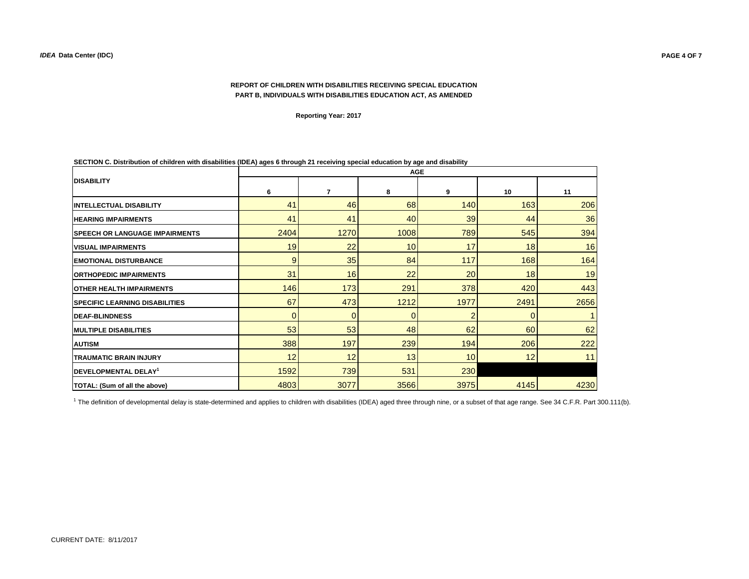**REPORT OF CHILDREN WITH DISABILITIES RECEIVING SPECIAL EDUCATION**
**PART B, INDIVIDUALS WITH DISABILITIES EDUCATION ACT, AS AMENDED**

**Reporting Year: 2017**

**SECTION C. Distribution of children with disabilities (IDEA) ages 6 through 21 receiving special education by age and disability**

| DISABILITY | AGE | | | | | |
|---|---|---|---|---|---|---|
| | 6 | 7 | 8 | 9 | 10 | 11 |
| INTELLECTUAL DISABILITY | 41 | 46 | 68 | 140 | 163 | 206 |
| HEARING IMPAIRMENTS | 41 | 41 | 40 | 39 | 44 | 36 |
| SPEECH OR LANGUAGE IMPAIRMENTS | 2404 | 1270 | 1008 | 789 | 545 | 394 |
| VISUAL IMPAIRMENTS | 19 | 22 | 10 | 17 | 18 | 16 |
| EMOTIONAL DISTURBANCE | 9 | 35 | 84 | 117 | 168 | 164 |
| ORTHOPEDIC IMPAIRMENTS | 31 | 16 | 22 | 20 | 18 | 19 |
| OTHER HEALTH IMPAIRMENTS | 146 | 173 | 291 | 378 | 420 | 443 |
| SPECIFIC LEARNING DISABILITIES | 67 | 473 | 1212 | 1977 | 2491 | 2656 |
| DEAF-BLINDNESS | 0 | 0 | 0 | 2 | 0 | 1 |
| MULTIPLE DISABILITIES | 53 | 53 | 48 | 62 | 60 | 62 |
| AUTISM | 388 | 197 | 239 | 194 | 206 | 222 |
| TRAUMATIC BRAIN INJURY | 12 | 12 | 13 | 10 | 12 | 11 |
| DEVELOPMENTAL DELAY[1] | 1592 | 739 | 531 | 230 | | |
| TOTAL: (Sum of all the above) | 4803 | 3077 | 3566 | 3975 | 4145 | 4230 |

[1] The definition of developmental delay is state-determined and applies to children with disabilities (IDEA) aged three through nine, or a subset of that age range. See 34 C.F.R. Part 300.111(b).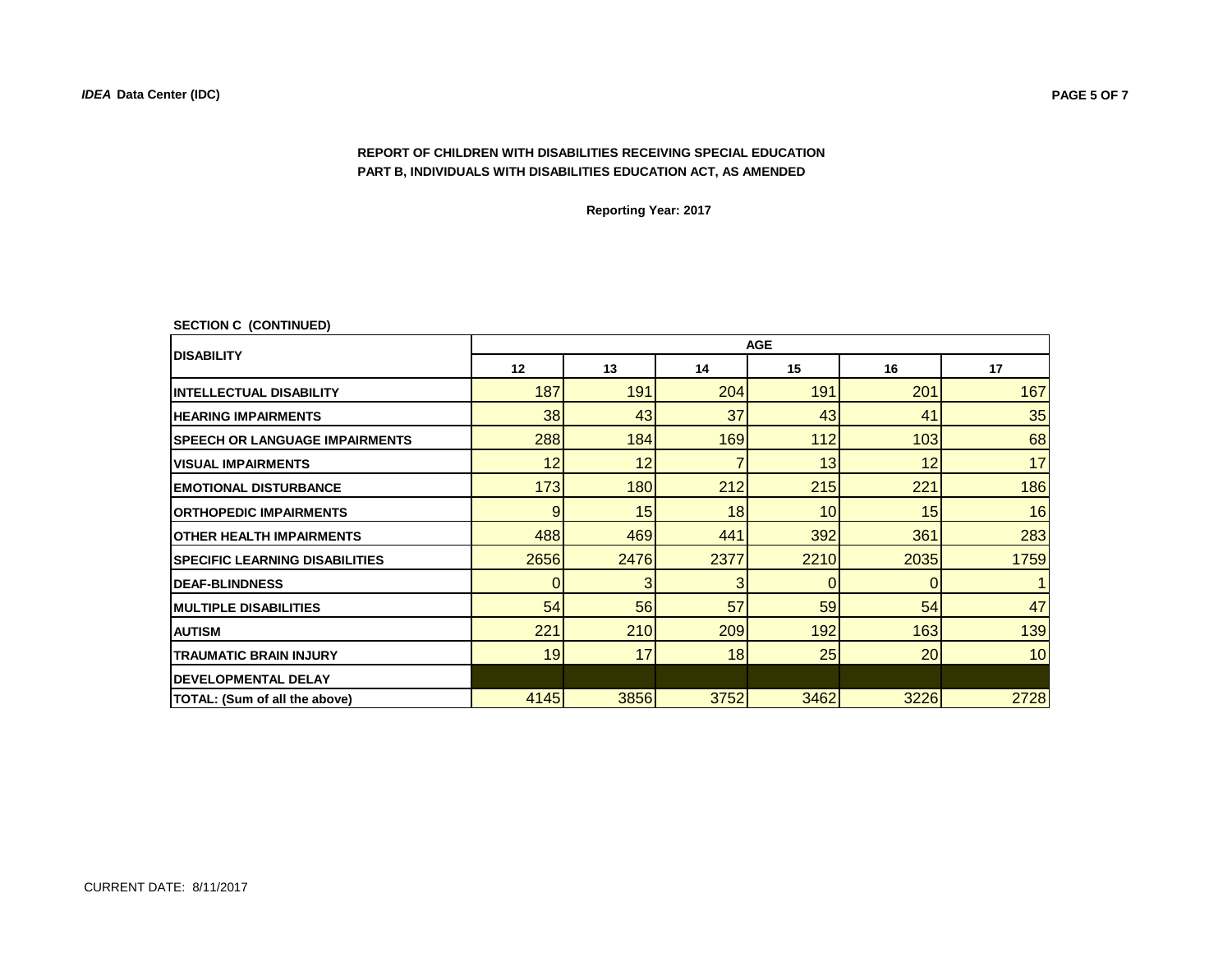## REPORT OF CHILDREN WITH DISABILITIES RECEIVING SPECIAL EDUCATION
## PART B, INDIVIDUALS WITH DISABILITIES EDUCATION ACT, AS AMENDED

**Reporting Year: 2017**

**SECTION C (CONTINUED)**

| DISABILITY | AGE | | | | | |
|---|---|---|---|---|---|---|
| | 12 | 13 | 14 | 15 | 16 | 17 |
| INTELLECTUAL DISABILITY | 187 | 191 | 204 | 191 | 201 | 167 |
| HEARING IMPAIRMENTS | 38 | 43 | 37 | 43 | 41 | 35 |
| SPEECH OR LANGUAGE IMPAIRMENTS | 288 | 184 | 169 | 112 | 103 | 68 |
| VISUAL IMPAIRMENTS | 12 | 12 | 7 | 13 | 12 | 17 |
| EMOTIONAL DISTURBANCE | 173 | 180 | 212 | 215 | 221 | 186 |
| ORTHOPEDIC IMPAIRMENTS | 9 | 15 | 18 | 10 | 15 | 16 |
| OTHER HEALTH IMPAIRMENTS | 488 | 469 | 441 | 392 | 361 | 283 |
| SPECIFIC LEARNING DISABILITIES | 2656 | 2476 | 2377 | 2210 | 2035 | 1759 |
| DEAF-BLINDNESS | 0 | 3 | 3 | 0 | 0 | 1 |
| MULTIPLE DISABILITIES | 54 | 56 | 57 | 59 | 54 | 47 |
| AUTISM | 221 | 210 | 209 | 192 | 163 | 139 |
| TRAUMATIC BRAIN INJURY | 19 | 17 | 18 | 25 | 20 | 10 |
| DEVELOPMENTAL DELAY | | | | | | |
| TOTAL: (Sum of all the above) | 4145 | 3856 | 3752 | 3462 | 3226 | 2728 |

CURRENT DATE: 8/11/2017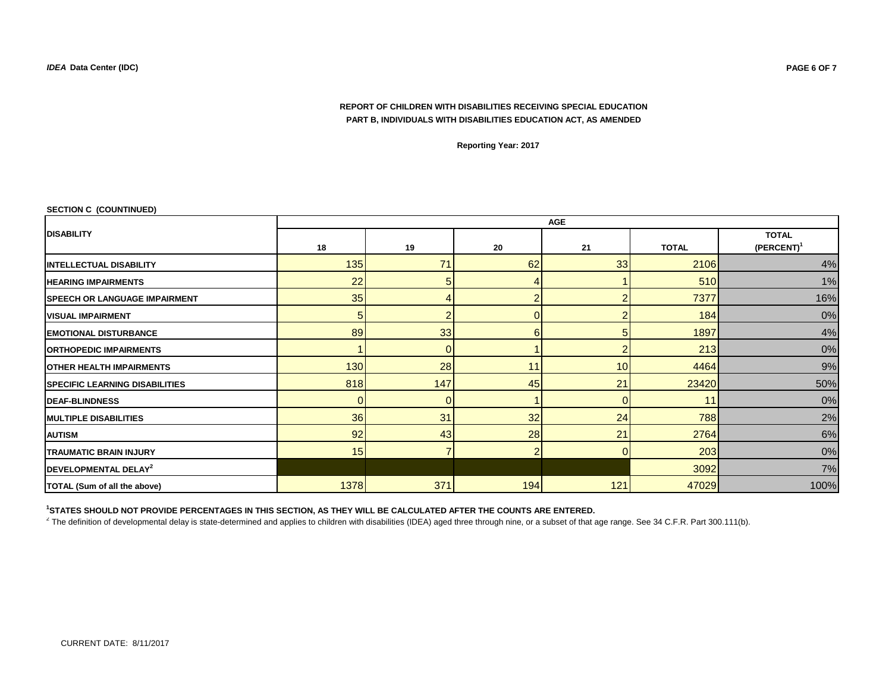**REPORT OF CHILDREN WITH DISABILITIES RECEIVING SPECIAL EDUCATION**
**PART B, INDIVIDUALS WITH DISABILITIES EDUCATION ACT, AS AMENDED**

**Reporting Year: 2017**

**SECTION C (COUNTINUED)**

| DISABILITY | AGE | | | | | |
|---|---|---|---|---|---|---|
| | 18 | 19 | 20 | 21 | TOTAL | TOTAL (PERCENT)[1] |
| INTELLECTUAL DISABILITY | 135 | 71 | 62 | 33 | 2106 | 4% |
| HEARING IMPAIRMENTS | 22 | 5 | 4 | 1 | 510 | 1% |
| SPEECH OR LANGUAGE IMPAIRMENT | 35 | 4 | 2 | 2 | 7377 | 16% |
| VISUAL IMPAIRMENT | 5 | 2 | 0 | 2 | 184 | 0% |
| EMOTIONAL DISTURBANCE | 89 | 33 | 6 | 5 | 1897 | 4% |
| ORTHOPEDIC IMPAIRMENTS | 1 | 0 | 1 | 2 | 213 | 0% |
| OTHER HEALTH IMPAIRMENTS | 130 | 28 | 11 | 10 | 4464 | 9% |
| SPECIFIC LEARNING DISABILITIES | 818 | 147 | 45 | 21 | 23420 | 50% |
| DEAF-BLINDNESS | 0 | 0 | 1 | 0 | 11 | 0% |
| MULTIPLE DISABILITIES | 36 | 31 | 32 | 24 | 788 | 2% |
| AUTISM | 92 | 43 | 28 | 21 | 2764 | 6% |
| TRAUMATIC BRAIN INJURY | 15 | 7 | 2 | 0 | 203 | 0% |
| DEVELOPMENTAL DELAY[2] | | | | | 3092 | 7% |
| TOTAL (Sum of all the above) | 1378 | 371 | 194 | 121 | 47029 | 100% |

[1]**STATES SHOULD NOT PROVIDE PERCENTAGES IN THIS SECTION, AS THEY WILL BE CALCULATED AFTER THE COUNTS ARE ENTERED.**

[2] The definition of developmental delay is state-determined and applies to children with disabilities (IDEA) aged three through nine, or a subset of that age range. See 34 C.F.R. Part 300.111(b).

CURRENT DATE: 8/11/2017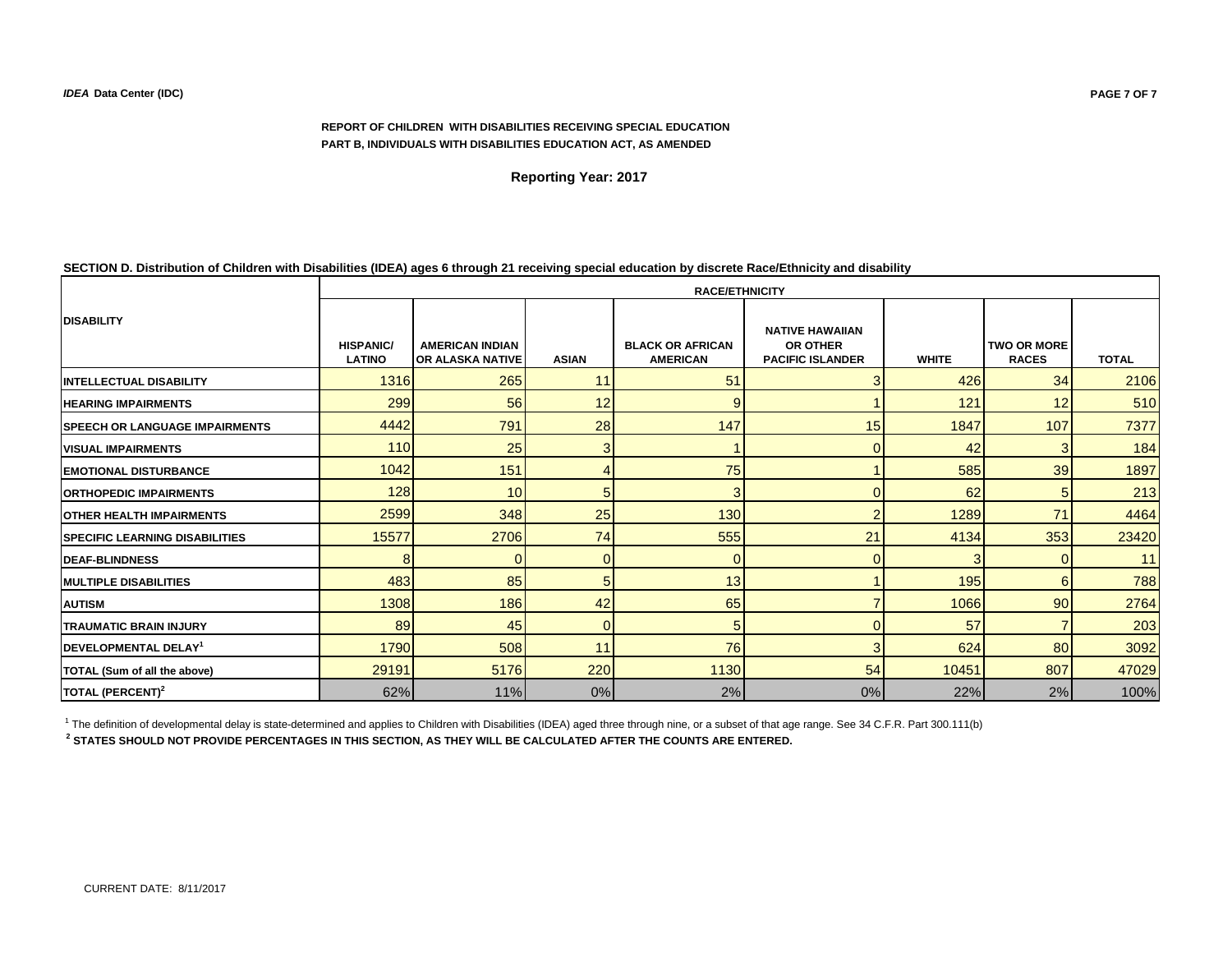**REPORT OF CHILDREN WITH DISABILITIES RECEIVING SPECIAL EDUCATION**
**PART B, INDIVIDUALS WITH DISABILITIES EDUCATION ACT, AS AMENDED**

**Reporting Year: 2017**

**SECTION D. Distribution of Children with Disabilities (IDEA) ages 6 through 21 receiving special education by discrete Race/Ethnicity and disability**

| DISABILITY | RACE/ETHNICITY | | | | | | | |
|---|---|---|---|---|---|---|---|---|
| | HISPANIC/ LATINO | AMERICAN INDIAN OR ALASKA NATIVE | ASIAN | BLACK OR AFRICAN AMERICAN | NATIVE HAWAIIAN OR OTHER PACIFIC ISLANDER | WHITE | TWO OR MORE RACES | TOTAL |
| INTELLECTUAL DISABILITY | 1316 | 265 | 11 | 51 | 3 | 426 | 34 | 2106 |
| HEARING IMPAIRMENTS | 299 | 56 | 12 | 9 | 1 | 121 | 12 | 510 |
| SPEECH OR LANGUAGE IMPAIRMENTS | 4442 | 791 | 28 | 147 | 15 | 1847 | 107 | 7377 |
| VISUAL IMPAIRMENTS | 110 | 25 | 3 | 1 | 0 | 42 | 3 | 184 |
| EMOTIONAL DISTURBANCE | 1042 | 151 | 4 | 75 | 1 | 585 | 39 | 1897 |
| ORTHOPEDIC IMPAIRMENTS | 128 | 10 | 5 | 3 | 0 | 62 | 5 | 213 |
| OTHER HEALTH IMPAIRMENTS | 2599 | 348 | 25 | 130 | 2 | 1289 | 71 | 4464 |
| SPECIFIC LEARNING DISABILITIES | 15577 | 2706 | 74 | 555 | 21 | 4134 | 353 | 23420 |
| DEAF-BLINDNESS | 8 | 0 | 0 | 0 | 0 | 3 | 0 | 11 |
| MULTIPLE DISABILITIES | 483 | 85 | 5 | 13 | 1 | 195 | 6 | 788 |
| AUTISM | 1308 | 186 | 42 | 65 | 7 | 1066 | 90 | 2764 |
| TRAUMATIC BRAIN INJURY | 89 | 45 | 0 | 5 | 0 | 57 | 7 | 203 |
| DEVELOPMENTAL DELAY[1] | 1790 | 508 | 11 | 76 | 3 | 624 | 80 | 3092 |
| TOTAL (Sum of all the above) | 29191 | 5176 | 220 | 1130 | 54 | 10451 | 807 | 47029 |
| TOTAL (PERCENT)[2] | 62% | 11% | 0% | 2% | 0% | 22% | 2% | 100% |

[1] The definition of developmental delay is state-determined and applies to Children with Disabilities (IDEA) aged three through nine, or a subset of that age range. See 34 C.F.R. Part 300.111(b)

**[2] STATES SHOULD NOT PROVIDE PERCENTAGES IN THIS SECTION, AS THEY WILL BE CALCULATED AFTER THE COUNTS ARE ENTERED.**

CURRENT DATE: 8/11/2017